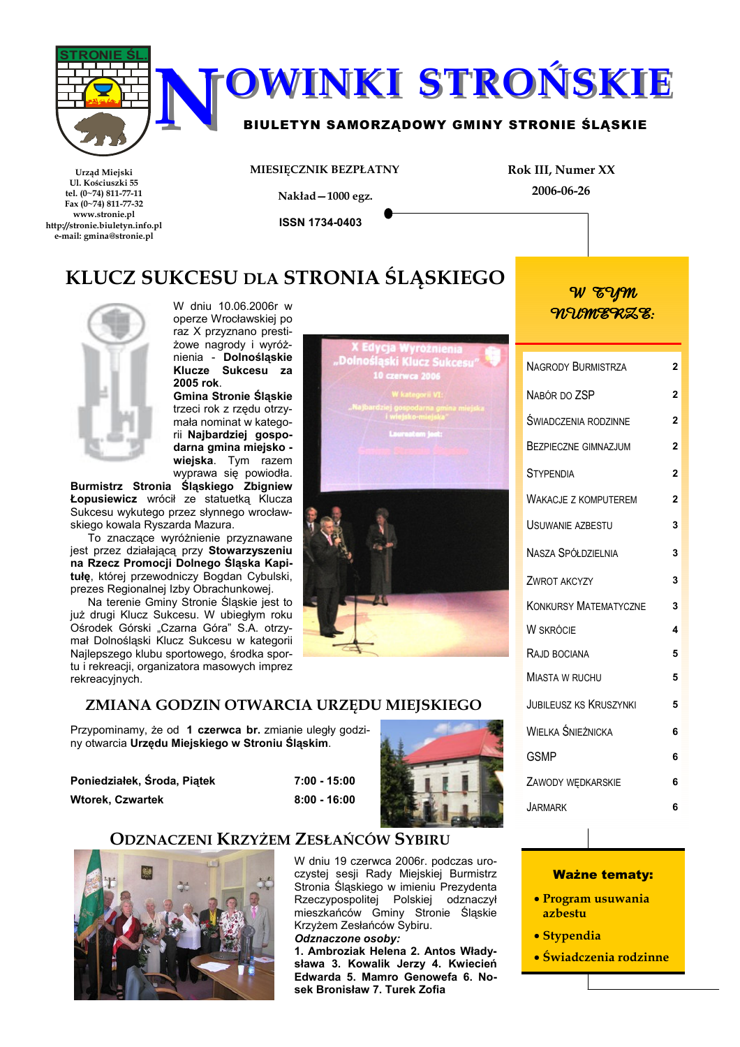# NOWINKI STROŃSKIE

**BIULETYN SAMORZĄDOWY GMINY STRONIE ŚLĄSKIE**

Urząd Miejski
Ul. Kościuszki 55
tel. (0~74) 811-77-11
Fax (0~74) 811-77-32
www.stronie.pl
http://stronie.biuletyn.info.pl
e-mail: gmina@stronie.pl

MIESIĘCZNIK BEZPŁATNY

Nakład—1000 egz.

ISSN 1734-0403

Rok III, Numer XX

2006-06-26

## KLUCZ SUKCESU DLA STRONIA ŚLĄSKIEGO

W dniu 10.06.2006r w operze Wrocławskiej po raz X przyznano prestiżowe nagrody i wyróżnienia - **Dolnośląskie Klucze Sukcesu za 2005 rok**.

**Gmina Stronie Śląskie** trzeci rok z rzędu otrzymała nominat w kategorii **Najbardziej gospodarna gmina miejsko - wiejska**. Tym razem wyprawa się powiodła. **Burmistrz Stronia Śląskiego Zbigniew Łopusiewicz** wrócił ze statuetką Klucza Sukcesu wykutego przez słynnego wrocławskiego kowala Ryszarda Mazura.

To znaczące wyróżnienie przyznawane jest przez działającą przy **Stowarzyszeniu na Rzecz Promocji Dolnego Śląska Kapitułę**, której przewodniczy Bogdan Cybulski, prezes Regionalnej Izby Obrachunkowej.

Na terenie Gminy Stronie Śląskie jest to już drugi Klucz Sukcesu. W ubiegłym roku Ośrodek Górski „Czarna Góra" S.A. otrzymał Dolnośląski Klucz Sukcesu w kategorii Najlepszego klubu sportowego, środka sportu i rekreacji, organizatora masowych imprez rekreacyjnych.

## ZMIANA GODZIN OTWARCIA URZĘDU MIEJSKIEGO

Przypominamy, że od **1 czerwca** br. zmianie uległy godziny otwarcia **Urzędu Miejskiego w Stroniu Śląskim**.

| | |
|---|---|
| **Poniedziałek, Środa, Piątek** | **7:00 - 15:00** |
| **Wtorek, Czwartek** | **8:00 - 16:00** |

## ODZNACZENI KRZYŻEM ZESŁAŃCÓW SYBIRU

W dniu 19 czerwca 2006r. podczas uroczystej sesji Rady Miejskiej Burmistrz Stronia Śląskiego w imieniu Prezydenta Rzeczypospolitej Polskiej odznaczył mieszkańców Gminy Stronie Śląskie Krzyżem Zesłańców Sybiru.

***Odznaczone osoby:***

**1. Ambroziak Helena 2. Antos Władysława 3. Kowalik Jerzy 4. Kwiecień Edwarda 5. Mamro Genowefa 6. Nosek Bronisław 7. Turek Zofia**

### W tym numerze:

| | |
|---|---|
| Nagrody Burmistrza | 2 |
| Nabór do ZSP | 2 |
| Świadczenia rodzinne | 2 |
| Bezpieczne gimnazjum | 2 |
| Stypendia | 2 |
| Wakacje z komputerem | 2 |
| Usuwanie azbestu | 3 |
| Nasza spółdzielnia | 3 |
| Zwrot akcyzy | 3 |
| Konkursy matematyczne | 3 |
| W skrócie | 4 |
| Rajd bociana | 5 |
| Miasta w ruchu | 5 |
| Jubileusz KS Kruszynki | 5 |
| Wielka Śnieżnicka | 6 |
| GSMP | 6 |
| Zawody wędkarskie | 6 |
| Jarmark | 6 |

### Ważne tematy:

- Program usuwania azbestu
- Stypendia
- Świadczenia rodzinne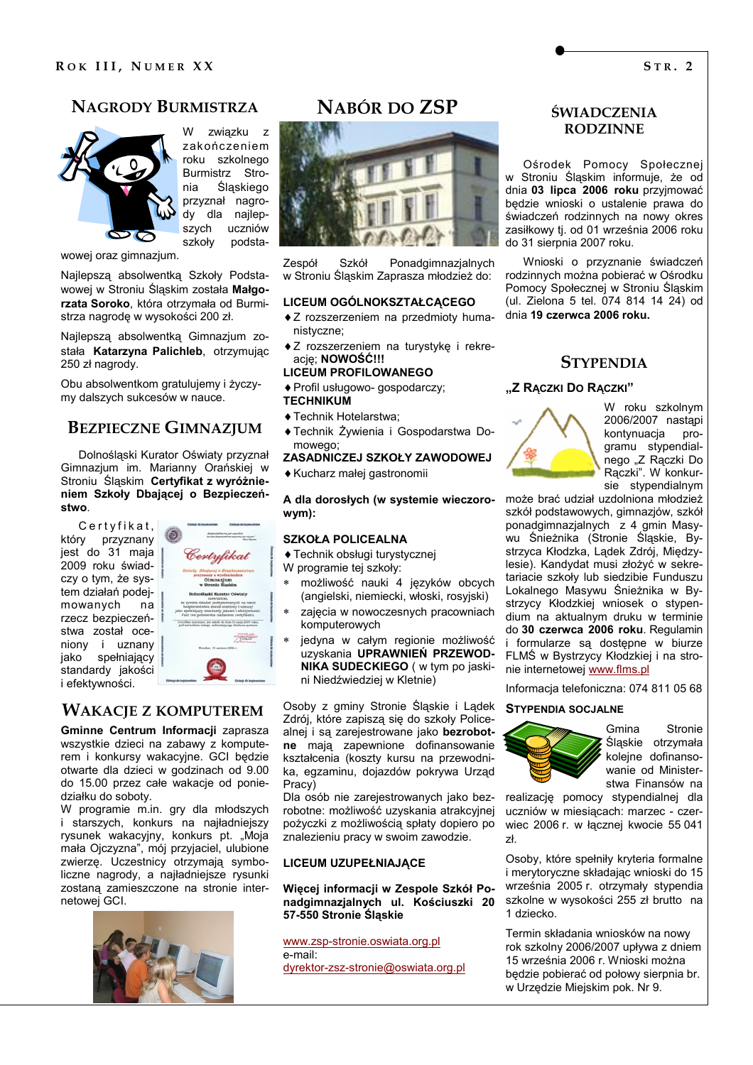## NAGRODY BURMISTRZA

W związku z zakończeniem roku szkolnego Burmistrz Stronia Śląskiego przyznał nagrody dla najlepszych uczniów szkoły podstawowej oraz gimnazjum.

Najlepszą absolwentką Szkoły Podstawowej w Stroniu Śląskim została **Małgorzata Soroko**, która otrzymała od Burmistrza nagrodę w wysokości 200 zł.

Najlepszą absolwentką Gimnazjum została **Katarzyna Palichleb**, otrzymując 250 zł nagrody.

Obu absolwentkom gratulujemy i życzymy dalszych sukcesów w nauce.

## BEZPIECZNE GIMNAZJUM

Dolnośląski Kurator Oświaty przyznał Gimnazjum im. Marianny Orańskiej w Stroniu Śląskim **Certyfikat z wyróżnieniem Szkoły Dbającej o Bezpieczeństwo**.

Certyfikat, który przyznany jest do 31 maja 2009 roku świadczy o tym, że system działań podejmowanych na rzecz bezpieczeństwa został oceniony i uznany jako spełniający standardy jakości i efektywności.

## WAKACJE Z KOMPUTEREM

**Gminne Centrum Informacji** zaprasza wszystkie dzieci na zabawy z komputerem i konkursy wakacyjne. GCI będzie otwarte dla dzieci w godzinach od 9.00 do 15.00 przez całe wakacje od poniedziałku do soboty.

W programie m.in. gry dla młodszych i starszych, konkurs na najładniejszy rysunek wakacyjny, konkurs pt. „Moja mała Ojczyzna", mój przyjaciel, ulubione zwierzę. Uczestnicy otrzymają symboliczne nagrody, a najładniejsze rysunki zostaną zamieszczone na stronie internetowej GCI.

## NABÓR DO ZSP

Zespół Szkół Ponadgimnazjalnych w Stroniu Śląskim Zaprasza młodzież do:

**LICEUM OGÓLNOKSZTAŁCĄCEGO**

- Z rozszerzeniem na przedmioty humanistyczne;
- Z rozszerzeniem na turystykę i rekreację; **NOWOŚĆ!!!**

**LICEUM PROFILOWANEGO**

- Profil usługowo- gospodarczy;

**TECHNIKUM**

- Technik Hotelarstwa;
- Technik Żywienia i Gospodarstwa Domowego;

**ZASADNICZEJ SZKOŁY ZAWODOWEJ**

- Kucharz małej gastronomii

**A dla dorosłych (w systemie wieczorowym):**

**SZKOŁA POLICEALNA**

- Technik obsługi turystycznej

W programie tej szkoły:

* możliwość nauki 4 języków obcych (angielski, niemiecki, włoski, rosyjski)
* zajęcia w nowoczesnych pracowniach komputerowych
* jedyna w całym regionie możliwość uzyskania **UPRAWNIEŃ PRZEWODNIKA SUDECKIEGO** ( w tym po jaskini Niedźwiedziej w Kletnie)

Osoby z gminy Stronie Śląskie i Lądek Zdrój, które zapiszą się do szkoły Policealnej i są zarejestrowane jako **bezrobotne** mają zapewnione dofinansowanie kształcenia (koszty kursu na przewodnika, egzaminu, dojazdów pokrywa Urząd Pracy)

Dla osób nie zarejestrowanych jako bezrobotne: możliwość uzyskania atrakcyjnej pożyczki z możliwością spłaty dopiero po znalezieniu pracy w swoim zawodzie.

**LICEUM UZUPEŁNIAJĄCE**

**Więcej informacji w Zespole Szkół Ponadgimnazjalnych ul. Kościuszki 20 57-550 Stronie Śląskie**

www.zsp-stronie.oswiata.org.pl
e-mail:
dyrektor-zsz-stronie@oswiata.org.pl

## ŚWIADCZENIA RODZINNE

Ośrodek Pomocy Społecznej w Stroniu Śląskim informuje, że od dnia **03 lipca 2006 roku** przyjmować będzie wnioski o ustalenie prawa do świadczeń rodzinnych na nowy okres zasiłkowy tj. od 01 września 2006 roku do 31 sierpnia 2007 roku.

Wnioski o przyznanie świadczeń rodzinnych można pobierać w Ośrodku Pomocy Społecznej w Stroniu Śląskim (ul. Zielona 5 tel. 074 814 14 24) od dnia **19 czerwca 2006 roku.**

## STYPENDIA

### „Z RĄCZKI DO RĄCZKI"

W roku szkolnym 2006/2007 nastąpi kontynuacja programu stypendialnego „Z Rączki Do Rączki". W konkursie stypendialnym może brać udział uzdolniona młodzież szkół podstawowych, gimnazjów, szkół ponadgimnazjalnych z 4 gmin Masywu Śnieżnika (Stronie Śląskie, Bystrzyca Kłodzka, Lądek Zdrój, Międzylesie). Kandydat musi złożyć w sekretariacie szkoły lub siedzibie Funduszu Lokalnego Masywu Śnieżnika w Bystrzycy Kłodzkiej wniosek o stypendium na aktualnym druku w terminie do **30 czerwca 2006 roku.** Regulamin i formularze są dostępne w biurze FLMŚ w Bystrzycy Kłodzkiej i na stronie internetowej www.flms.pl

Informacja telefoniczna: 074 811 05 68

### STYPENDIA SOCJALNE

Gmina Stronie Śląskie otrzymała kolejne dofinansowanie od Ministerstwa Finansów na realizację pomocy stypendialnej dla uczniów w miesiącach: marzec - czerwiec 2006 r. w łącznej kwocie 55 041 zł.

Osoby, które spełniły kryteria formalne i merytoryczne składając wnioski do 15 września 2005 r. otrzymały stypendia szkolne w wysokości 255 zł brutto na 1 dziecko.

Termin składania wniosków na nowy rok szkolny 2006/2007 upływa z dniem 15 września 2006 r. Wnioski można będzie pobierać od połowy sierpnia br. w Urzędzie Miejskim pok. Nr 9.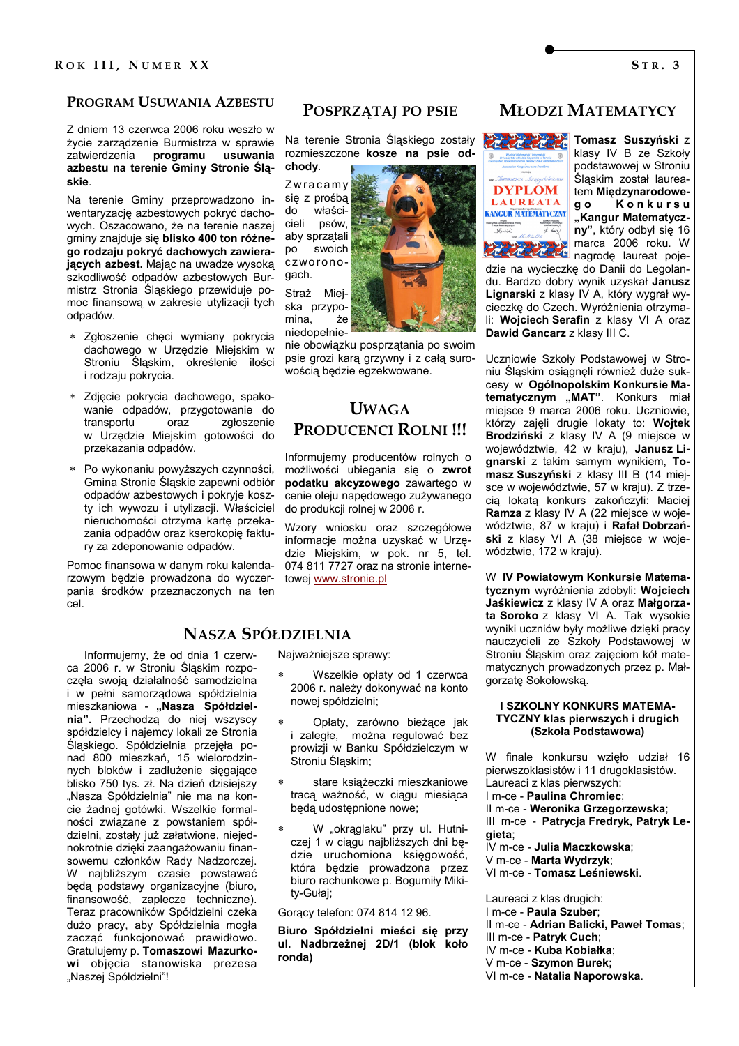## PROGRAM USUWANIA AZBESTU

Z dniem 13 czerwca 2006 roku weszło w życie zarządzenie Burmistrza w sprawie zatwierdzenia **programu usuwania azbestu na terenie Gminy Stronie Śląskie**.

Na terenie Gminy przeprowadzono inwentaryzację azbestowych pokryć dachowych. Oszacowano, że na terenie naszej gminy znajduje się **blisko 400 ton różnego rodzaju pokryć dachowych zawierających azbest.** Mając na uwadze wysoką szkodliwość odpadów azbestowych Burmistrz Stronia Śląskiego przewiduje pomoc finansową w zakresie utylizacji tych odpadów.

* Zgłoszenie chęci wymiany pokrycia dachowego w Urzędzie Miejskim w Stroniu Śląskim, określenie ilości i rodzaju pokrycia.
* Zdjęcie pokrycia dachowego, spakowanie odpadów, przygotowanie do transportu oraz zgłoszenie w Urzędzie Miejskim gotowości do przekazania odpadów.
* Po wykonaniu powyższych czynności, Gmina Stronie Śląskie zapewni odbiór odpadów azbestowych i pokryje koszty ich wywozu i utylizacji. Właściciel nieruchomości otrzyma kartę przekazania odpadów oraz kserokopię faktury za zdeponowanie odpadów.

Pomoc finansowa w danym roku kalendarzowym będzie prowadzona do wyczerpania środków przeznaczonych na ten cel.

## POSPRZĄTAJ PO PSIE

Na terenie Stronia Śląskiego zostały rozmieszczone **kosze na psie odchody**.

Zwracamy się z prośbą do właścicieli psów, aby sprzątali po swoich czworonogach.

Straż Miejska przypomina, że niedopełnienie obowiązku posprzątania po swoim psie grozi karą grzywny i z całą surowością będzie egzekwowane.

## UWAGA PRODUCENCI ROLNI !!!

Informujemy producentów rolnych o możliwości ubiegania się o **zwrot podatku akcyzowego** zawartego w cenie oleju napędowego zużywanego do produkcji rolnej w 2006 r.

Wzory wniosku oraz szczegółowe informacje można uzyskać w Urzędzie Miejskim, w pok. nr 5, tel. 074 811 7727 oraz na stronie internetowej www.stronie.pl

## MŁODZI MATEMATYCY

**Tomasz Suszyński** z klasy IV B ze Szkoły podstawowej w Stroniu Śląskim został laureatem **Międzynarodowego Konkursu „Kangur Matematyczny"**, który odbył się 16 marca 2006 roku. W nagrodę laureat pojedzie na wycieczkę do Danii do Legolandu. Bardzo dobry wynik uzyskał **Janusz Lignarski** z klasy IV A, który wygrał wycieczkę do Czech. Wyróżnienia otrzymali: **Wojciech Serafin** z klasy VI A oraz **Dawid Gancarz** z klasy III C.

Uczniowie Szkoły Podstawowej w Stroniu Śląskim osiągnęli również duże sukcesy w **Ogólnopolskim Konkursie Matematycznym „MAT"**. Konkurs miał miejsce 9 marca 2006 roku. Uczniowie, którzy zajęli drugie lokaty to: **Wojtek Brodziński** z klasy IV A (9 miejsce w województwie, 42 w kraju), **Janusz Lignarski** z takim samym wynikiem, **Tomasz Suszyński** z klasy III B (14 miejsce w województwie, 57 w kraju). Z trzecią lokatą konkurs zakończyli: Maciej **Ramza** z klasy IV A (22 miejsce w województwie, 87 w kraju) i **Rafał Dobrzański** z klasy VI A (38 miejsce w województwie, 172 w kraju).

W **IV Powiatowym Konkursie Matematycznym** wyróżnienia zdobyli: **Wojciech Jaśkiewicz** z klasy IV A oraz **Małgorzata Soroko** z klasy VI A. Tak wysokie wyniki uczniów były możliwe dzięki pracy nauczycieli ze Szkoły Podstawowej w Stroniu Śląskim oraz zajęciom kół matematycznych prowadzonych przez p. Małgorzatę Sokołowską.

### I SZKOLNY KONKURS MATEMATYCZNY klas pierwszych i drugich (Szkoła Podstawowa)

W finale konkursu wzięło udział 16 pierwszoklasistów i 11 drugoklasistów.
Laureaci z klas pierwszych:
I m-ce - **Paulina Chromiec**;
II m-ce - **Weronika Grzegorzewska**;
III m-ce - **Patrycja Fredryk, Patryk Legieta**;
IV m-ce - **Julia Maczkowska**;
V m-ce - **Marta Wydrzyk**;
VI m-ce - **Tomasz Leśniewski**.

Laureaci z klas drugich:
I m-ce - **Paula Szuber**;
II m-ce - **Adrian Balicki, Paweł Tomas**;
III m-ce - **Patryk Cuch**;
IV m-ce - **Kuba Kobiałka**;
V m-ce - **Szymon Burek;**
VI m-ce - **Natalia Naporowska**.

## NASZA SPÓŁDZIELNIA

Informujemy, że od dnia 1 czerwca 2006 r. w Stroniu Śląskim rozpoczęła swoją działalność samodzielna i w pełni samorządowa spółdzielnia mieszkaniowa - **„Nasza Spółdzielnia".** Przechodzą do niej wszyscy spółdzielcy i najemcy lokali ze Stronia Śląskiego. Spółdzielnia przejęła ponad 800 mieszkań, 15 wielorodzinnych bloków i zadłużenie sięgające blisko 750 tys. zł. Na dzień dzisiejszy „Nasza Spółdzielnia" nie ma na koncie żadnej gotówki. Wszelkie formalności związane z powstaniem spółdzielni, zostały już załatwione, niejednokrotnie dzięki zaangażowaniu finansowemu członków Rady Nadzorczej. W najbliższym czasie powstawać będą podstawy organizacyjne (biuro, finansowość, zaplecze techniczne). Teraz pracowników Spółdzielni czeka dużo pracy, aby Spółdzielnia mogła zacząć funkcjonować prawidłowo. Gratulujemy p. **Tomaszowi Mazurkowi** objęcia stanowiska prezesa „Naszej Spółdzielni"!

Najważniejsze sprawy:

* Wszelkie opłaty od 1 czerwca 2006 r. należy dokonywać na konto nowej spółdzielni;
* Opłaty, zarówno bieżące jak i zaległe, można regulować bez prowizji w Banku Spółdzielczym w Stroniu Śląskim;
* stare książeczki mieszkaniowe tracą ważność, w ciągu miesiąca będą udostępnione nowe;
* W „okrąglaku" przy ul. Hutniczej 1 w ciągu najbliższych dni będzie uruchomiona księgowość, która będzie prowadzona przez biuro rachunkowe p. Bogumiły Mikity-Gułaj;

Gorący telefon: 074 814 12 96.

**Biuro Spółdzielni mieści się przy ul. Nadbrzeżnej 2D/1 (blok koło ronda)**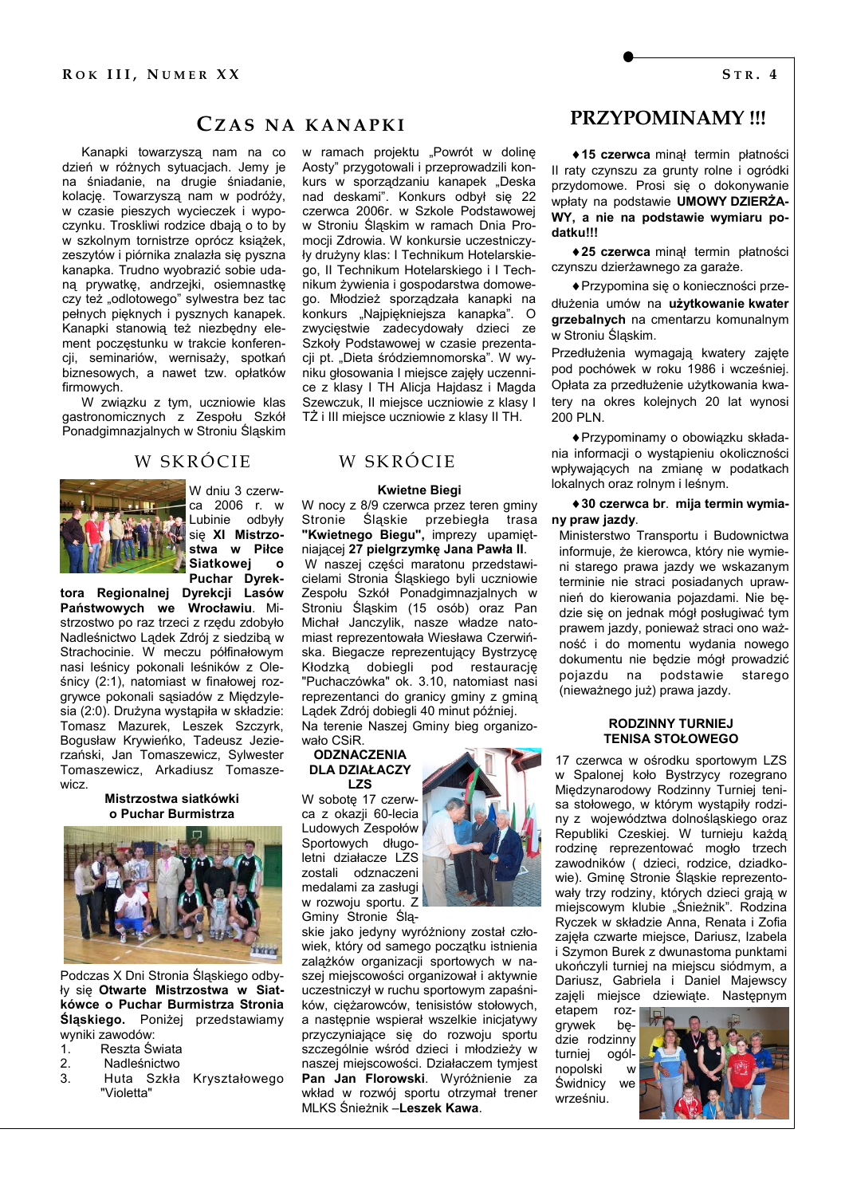# Czas na kanapki

Kanapki towarzyszą nam na co dzień w różnych sytuacjach. Jemy je na śniadanie, na drugie śniadanie, kolację. Towarzyszą nam w podróży, w czasie pieszych wycieczek i wypoczynku. Troskliwi rodzice dbają o to by w szkolnym tornistrze oprócz książek, zeszytów i piórnika znalazła się pyszna kanapka. Trudno wyobrazić sobie udaną prywatkę, andrzejki, osiemnastkę czy też „odlotowego" sylwestra bez tac pełnych pięknych i pysznych kanapek. Kanapki stanowią też niezbędny element poczęstunku w trakcie konferencji, seminariów, wernisaży, spotkań biznesowych, a nawet tzw. opłatków firmowych.

W związku z tym, uczniowie klas gastronomicznych z Zespołu Szkół Ponadgimnazjalnych w Stroniu Śląskim w ramach projektu „Powrót w dolinę Aosty" przygotowali i przeprowadzili konkurs w sporządzaniu kanapek „Deska nad deskami". Konkurs odbył się 22 czerwca 2006r. w Szkole Podstawowej w Stroniu Śląskim w ramach Dnia Promocji Zdrowia. W konkursie uczestniczyły drużyny klas: I Technikum Hotelarskiego, II Technikum Hotelarskiego i I Technikum żywienia i gospodarstwa domowego. Młodzież sporządzała kanapki na konkurs „Najpiękniejsza kanapka". O zwycięstwie zadecydowały dzieci ze Szkoły Podstawowej w czasie prezentacji pt. „Dieta śródziemnomorska". W wyniku głosowania I miejsce zajęły uczennice z klasy I TH Alicja Hajdasz i Magda Szewczuk, II miejsce uczniowie z klasy I TŻ i III miejsce uczniowie z klasy II TH.

## W skrócie

W dniu 3 czerwca 2006 r. w Lubinie odbyły się **XI Mistrzostwa w Piłce Siatkowej o Puchar Dyrektora Regionalnej Dyrekcji Lasów Państwowych we Wrocławiu**. Mistrzostwo po raz trzeci z rzędu zdobyło Nadleśnictwo Lądek Zdrój z siedzibą w Strachocinie. W meczu półfinałowym nasi leśnicy pokonali leśników z Oleśnicy (2:1), natomiast w finałowej rozgrywce pokonali sąsiadów z Międzylesia (2:0). Drużyna wystąpiła w składzie: Tomasz Mazurek, Leszek Szczyrk, Bogusław Krywieńko, Tadeusz Jezierzański, Jan Tomaszewicz, Sylwester Tomaszewicz, Arkadiusz Tomaszewicz.

### Mistrzostwa siatkówki o Puchar Burmistrza

Podczas X Dni Stronia Śląskiego odbyły się **Otwarte Mistrzostwa w Siatkówce o Puchar Burmistrza Stronia Śląskiego.** Poniżej przedstawiamy wyniki zawodów:

1. Reszta Świata
2. Nadleśnictwo
3. Huta Szkła Kryształowego "Violetta"

## W skrócie

### Kwietne Biegi

W nocy z 8/9 czerwca przez teren gminy Stronie Śląskie przebiegła trasa **"Kwietnego Biegu",** imprezy upamiętniającej **27 pielgrzymkę Jana Pawła II**.

W naszej części maratonu przedstawicielami Stronia Śląskiego byli uczniowie Zespołu Szkół Ponadgimnazjalnych w Stroniu Śląskim (15 osób) oraz Pan Michał Janczylik, nasze władze natomiast reprezentowała Wiesława Czerwińska. Biegacze reprezentujący Bystrzycę Kłodzką dobiegli pod restaurację "Puchaczówka" ok. 3.10, natomiast nasi reprezentanci do granicy gminy z gminą Lądek Zdrój dobiegli 40 minut później.

Na terenie Naszej Gminy bieg organizowało CSiR.

### Odznaczenia dla działaczy LZS

W sobotę 17 czerwca z okazji 60-lecia Ludowych Zespołów Sportowych długoletni działacze LZS zostali odznaczeni medalami za zasługi w rozwoju sportu. Z Gminy Stronie Śląskie jako jedyny wyróżniony został człowiek, który od samego początku istnienia zalążków organizacji sportowych w naszej miejscowości organizował i aktywnie uczestniczył w ruchu sportowym zapaśników, ciężarowców, tenisistów stołowych, a następnie wspierał wszelkie inicjatywy przyczyniające się do rozwoju sportu szczególnie wśród dzieci i młodzieży w naszej miejscowości. Działaczem tymjest **Pan Jan Florowski**. Wyróżnienie za wkład w rozwój sportu otrzymał trener MLKS Śnieżnik –**Leszek Kawa**.

# PRZYPOMINAMY !!!

♦ **15 czerwca** minął termin płatności II raty czynszu za grunty rolne i ogródki przydomowe. Prosi się o dokonywanie wpłaty na podstawie **UMOWY DZIERŻAWY, a nie na podstawie wymiaru podatku!!!**

♦ **25 czerwca** minął termin płatności czynszu dzierżawnego za garaże.

♦ Przypomina się o konieczności przedłużenia umów na **użytkowanie kwater grzebalnych** na cmentarzu komunalnym w Stroniu Śląskim.

Przedłużenia wymagają kwatery zajęte pod pochówek w roku 1986 i wcześniej. Opłata za przedłużenie użytkowania kwatery na okres kolejnych 20 lat wynosi 200 PLN.

♦ Przypominamy o obowiązku składania informacji o wystąpieniu okoliczności wpływających na zmianę w podatkach lokalnych oraz rolnym i leśnym.

♦ **30 czerwca br. mija termin wymiany praw jazdy**.

Ministerstwo Transportu i Budownictwa informuje, że kierowca, który nie wymieni starego prawa jazdy we wskazanym terminie nie straci posiadanych uprawnień do kierowania pojazdami. Nie będzie się on jednak mógł posługiwać tym prawem jazdy, ponieważ straci ono ważność i do momentu wydania nowego dokumentu nie będzie mógł prowadzić pojazdu na podstawie starego (nieważnego już) prawa jazdy.

### Rodzinny turniej tenisa stołowego

17 czerwca w ośrodku sportowym LZS w Spalonej koło Bystrzycy rozegrano Międzynarodowy Rodzinny Turniej tenisa stołowego, w którym wystąpiły rodziny z województwa dolnośląskiego oraz Republiki Czeskiej. W turnieju każdą rodzinę reprezentować mogło trzech zawodników ( dzieci, rodzice, dziadkowie). Gminę Stronie Śląskie reprezentowały trzy rodziny, których dzieci grają w miejscowym klubie „Śnieżnik". Rodzina Ryczek w składzie Anna, Renata i Zofia zajęła czwarte miejsce, Dariusz, Izabela i Szymon Burek z dwunastoma punktami ukończyli turniej na miejscu siódmym, a Dariusz, Gabriela i Daniel Majewscy zajęli miejsce dziewiąte. Następnym etapem rozgrywek będzie rodzinny turniej ogólnopolski w Świdnicy we wrześniu.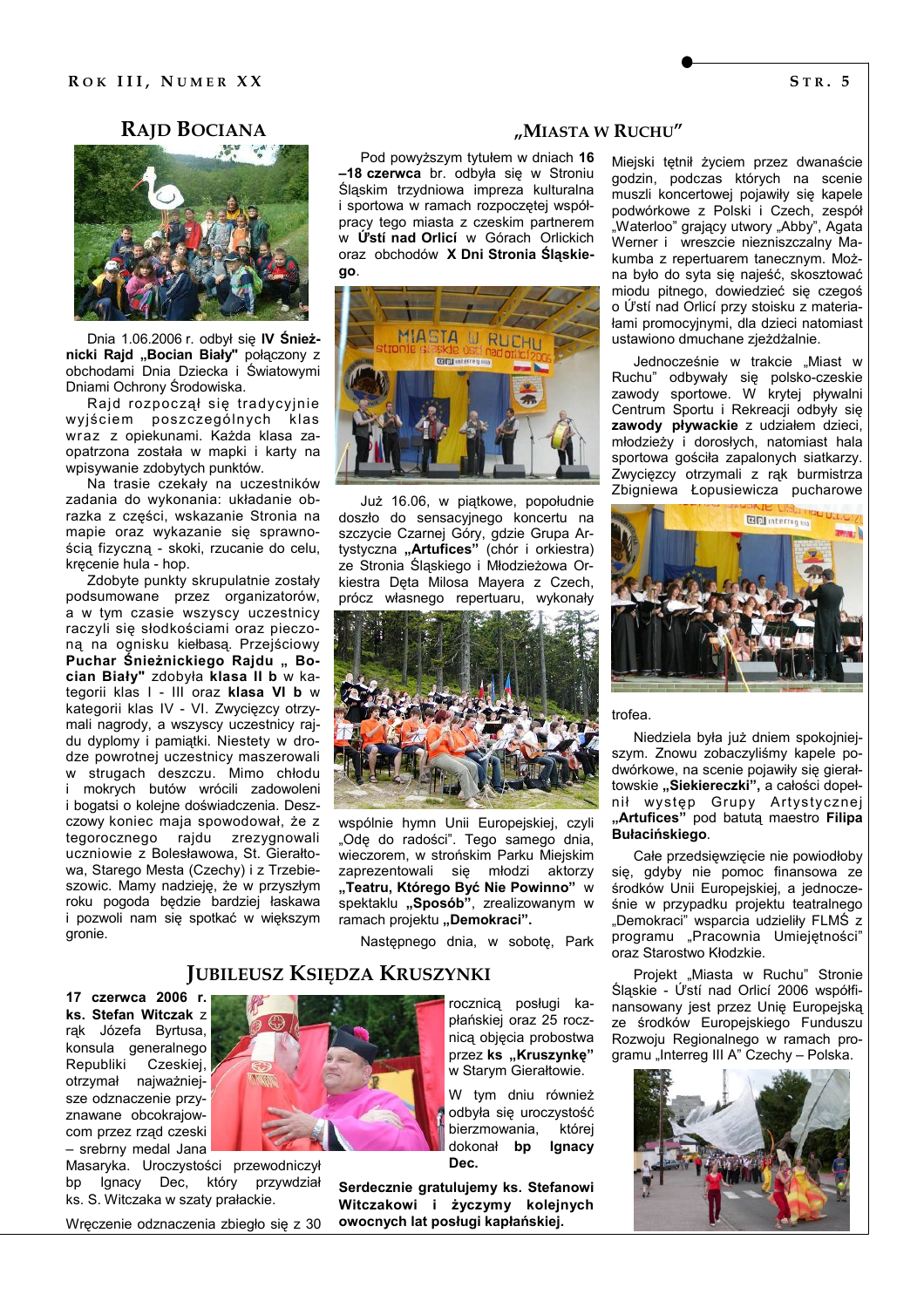## Rajd Bociana

Dnia 1.06.2006 r. odbył się **IV Śnieżnicki Rajd „Bocian Biały"** połączony z obchodami Dnia Dziecka i Światowymi Dniami Ochrony Środowiska.

Rajd rozpoczął się tradycyjnie wyjściem poszczególnych klas wraz z opiekunami. Każda klasa zaopatrzona została w mapki i karty na wpisywanie zdobytych punktów.

Na trasie czekały na uczestników zadania do wykonania: układanie obrazka z części, wskazanie Stronia na mapie oraz wykazanie się sprawnością fizyczną - skoki, rzucanie do celu, kręcenie hula - hop.

Zdobyte punkty skrupulatnie zostały podsumowane przez organizatorów, a w tym czasie wszyscy uczestnicy raczyli się słodkościami oraz pieczoną na ognisku kiełbasą. Przejściowy **Puchar Śnieżnickiego Rajdu „ Bocian Biały"** zdobyła **klasa II b** w kategorii klas I - III oraz **klasa VI b** w kategorii klas IV - VI. Zwycięzcy otrzymali nagrody, a wszyscy uczestnicy rajdu dyplomy i pamiątki. Niestety w drodze powrotnej uczestnicy maszerowali w strugach deszczu. Mimo chłodu i mokrych butów wrócili zadowoleni i bogatsi o kolejne doświadczenia. Deszczowy koniec maja spowodował, że z tegorocznego rajdu zrezygnowali uczniowie z Bolesławowa, St. Gierałtowa, Starego Mesta (Czechy) i z Trzebieszowic. Mamy nadzieję, że w przyszłym roku pogoda będzie bardziej łaskawa i pozwoli nam się spotkać w większym gronie.

## „Miasta w Ruchu"

Pod powyższym tytułem w dniach **16 –18 czerwca** br. odbyła się w Stroniu Śląskim trzydniowa impreza kulturalna i sportowa w ramach rozpoczętej współpracy tego miasta z czeskim partnerem w **Ústí nad Orlicí** w Górach Orlickich oraz obchodów **X Dni Stronia Śląskiego**.

Już 16.06, w piątkowe, popołudnie doszło do sensacyjnego koncertu na szczycie Czarnej Góry, gdzie Grupa Artystyczna **„Artufices"** (chór i orkiestra) ze Stronia Śląskiego i Młodzieżowa Orkiestra Dęta Milosa Mayera z Czech, prócz własnego repertuaru, wykonały wspólnie hymn Unii Europejskiej, czyli „Odę do radości". Tego samego dnia, wieczorem, w strońskim Parku Miejskim zaprezentowali się młodzi aktorzy **„Teatru, Którego Być Nie Powinno"** w spektaklu **„Sposób"**, zrealizowanym w ramach projektu **„Demokraci"**.

Następnego dnia, w sobotę, Park Miejski tętnił życiem przez dwanaście godzin, podczas których na scenie muszli koncertowej pojawiły się kapele podwórkowe z Polski i Czech, zespół „Waterloo" grający utwory „Abby", Agata Werner i wreszcie niezniszczalny Makumba z repertuarem tanecznym. Można było do syta się najeść, skosztować miodu pitnego, dowiedzieć się czegoś o Ústí nad Orlicí przy stoisku z materiałami promocyjnymi, dla dzieci natomiast ustawiono dmuchane zjeżdżalnie.

Jednocześnie w trakcie „Miast w Ruchu" odbywały się polsko-czeskie zawody sportowe. W krytej pływalni Centrum Sportu i Rekreacji odbyły się **zawody pływackie** z udziałem dzieci, młodzieży i dorosłych, natomiast hala sportowa gościła zapalonych siatkarzy. Zwycięzcy otrzymali z rąk burmistrza Zbigniewa Łopusiewicza pucharowe trofea.

Niedziela była już dniem spokojniejszym. Znowu zobaczyliśmy kapele podwórkowe, na scenie pojawiły się gierałtowskie **„Siekiereczki"**, a całości dopełnił występ Grupy Artystycznej **„Artufices"** pod batutą maestro **Filipa Bułacińskiego**.

Całe przedsięwzięcie nie powiodłoby się, gdyby nie pomoc finansowa ze środków Unii Europejskiej, a jednocześnie w przypadku projektu teatralnego „Demokraci" wsparcia udzieliły FLMŚ z programu „Pracownia Umiejętności" oraz Starostwo Kłodzkie.

Projekt „Miasta w Ruchu" Stronie Śląskie - Ústí nad Orlicí 2006 współfinansowany jest przez Unię Europejską ze środków Europejskiego Funduszu Rozwoju Regionalnego w ramach programu „Interreg III A" Czechy – Polska.

## Jubileusz Księdza Kruszynki

**17 czerwca 2006 r. ks. Stefan Witczak** z rąk Józefa Byrtusa, konsula generalnego Republiki Czeskiej, otrzymał najważniejsze odznaczenie przyznawane obcokrajowcom przez rząd czeski – srebrny medal Jana Masaryka. Uroczystości przewodniczył bp Ignacy Dec, który przywdział ks. S. Witczaka w szaty prałackie.

Wręczenie odznaczenia zbiegło się z 30 rocznicą posługi kapłańskiej oraz 25 rocznicą objęcia probostwa przez **ks „Kruszynkę"** w Starym Gierałtowie.

W tym dniu również odbyła się uroczystość bierzmowania, której dokonał **bp Ignacy Dec.**

**Serdecznie gratulujemy ks. Stefanowi Witczakowi i życzymy kolejnych owocnych lat posługi kapłańskiej.**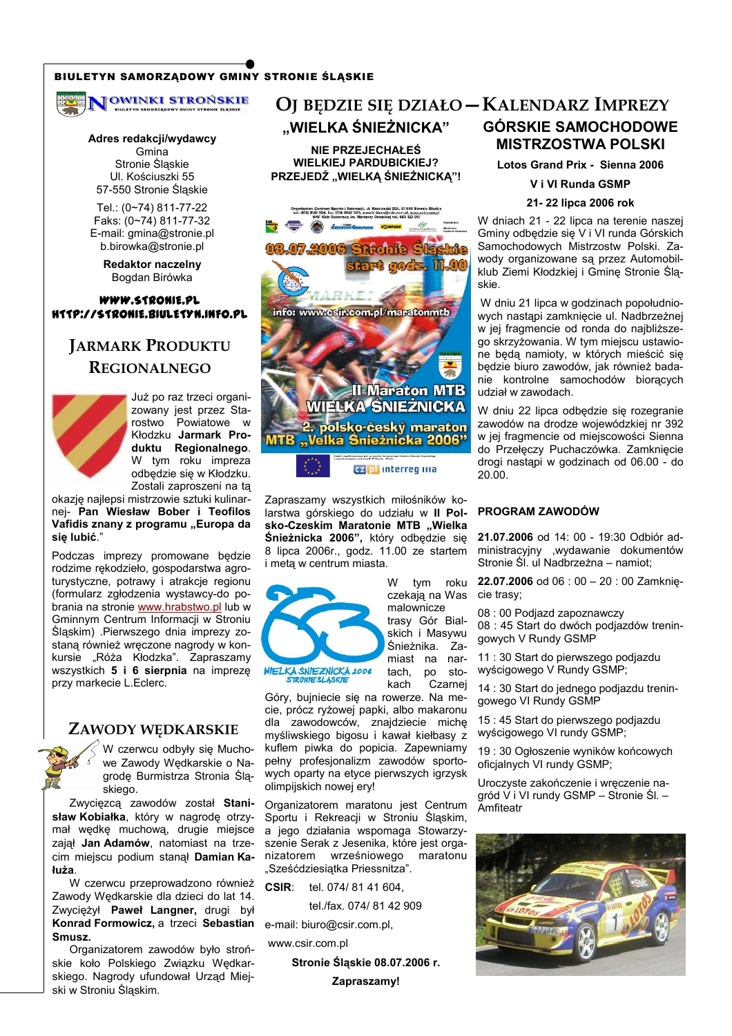**NOWINKI STROŃSKIE**

BIULETYN SAMORZĄDOWY GMINY STRONIE ŚLĄSKIE

**Adres redakcji/wydawcy**
Gmina
Stronie Śląskie
Ul. Kościuszki 55
57-550 Stronie Śląskie

Tel.: (0~74) 811-77-22
Faks: (0~74) 811-77-32
E-mail: gmina@stronie.pl
b.birowka@stronie.pl

**Redaktor naczelny**
Bogdan Birówka

**WWW.STRONIE.PL**
**HTTP://STRONIE.BIULETYN.INFO.PL**

## JARMARK PRODUKTU REGIONALNEGO

Już po raz trzeci organizowany jest przez Starostwo Powiatowe w Kłodzku **Jarmark Produktu Regionalnego**. W tym roku impreza odbędzie się w Kłodzku. Zostali zaproszeni na tą okazję najlepsi mistrzowie sztuki kulinarnej- **Pan Wiesław Bober i Teofilus Vafidis znany z programu „Europa da się lubić**."

Podczas imprezy promowane będzie rodzime rękodzieło, gospodarstwa agroturystyczne, potrawy i atrakcje regionu (formularz zgłodzenia wystawcy-do pobrania na stronie www.hrabstwo.pl lub w Gminnym Centrum Informacji w Stroniu Śląskim) .Pierwszego dnia imprezy zostaną również wręczone nagrody w konkursie „Róża Kłodzka". Zapraszamy wszystkich **5 i 6 sierpnia** na imprezę przy markecie L.Eclerc.

## ZAWODY WĘDKARSKIE

W czerwcu odbyły się Muchowe Zawody Wędkarskie o Nagrodę Burmistrza Stronia Śląskiego.

Zwycięzcą zawodów został **Stanisław Kobiałka**, który w nagrodę otrzymał wędkę muchową, drugie miejsce zajął **Jan Adamów**, natomiast na trzecim miejscu podium stanął **Damian Kałuża**.

W czerwcu przeprowadzono również Zawody Wędkarskie dla dzieci do lat 14. Zwycięzył **Paweł Langner,** drugi był **Konrad Formowicz,** a trzeci **Sebastian Smusz.**

Organizatorem zawodów było strońskie koło Polskiego Związku Wędkarskiego. Nagrody ufundował Urząd Miejski w Stroniu Śląskim.

# OJ BĘDZIE SIĘ DZIAŁO — KALENDARZ IMPREZY

## „WIELKA ŚNIEŻNICKA"

**NIE PRZEJECHAŁEŚ WIELKIEJ PARDUBICKIEJ? PRZEJEDŹ „WIELKĄ ŚNIEŻNICKĄ"!**

08.07.2006 Stronie Śląskie start godz. 11.00
info: www.csir.com.pl/maratonmtb
II Maraton MTB WIELKA ŚNIEŻNICKA
2. polsko-český maraton MTB „Velká Śnieżnicka 2006"

Zapraszamy wszystkich miłośników kolarstwa górskiego do udziału w **II Polsko-Czeskim Maratonie MTB „Wielka Śnieżnicka 2006"**, który odbędzie się 8 lipca 2006r., godz. 11.00 ze startem i metą w centrum miasta.

W tym roku czekają na Was malownicze trasy Gór Bialskich i Masywu Śnieżnika. Zamiast na nartach, po stokach Czarnej Góry, bujniecie się na rowerze. Na mecie, prócz ryżowej papki, albo makaronu dla zawodowców, znajdziecie michę myśliwskiego bigosu i kawał kiełbasy z kuflem piwka do popicia. Zapewniamy pełny profesjonalizm zawodów sportowych oparty na etyce pierwszych igrzysk olimpijskich nowej ery!

Organizatorem maratonu jest Centrum Sportu i Rekreacji w Stroniu Śląskim, a jego działania wspomaga Stowarzyszenie Serak z Jesenika, które jest organizatorem wrześniowego maratonu „Sześćdziesiątka Priessnitza".

**CSIR**: tel. 074/ 81 41 604,
tel./fax. 074/ 81 42 909
e-mail: biuro@csir.com.pl,
www.csir.com.pl

**Stronie Śląskie 08.07.2006 r.**

**Zapraszamy!**

## GÓRSKIE SAMOCHODOWE MISTRZOSTWA POLSKI

**Lotos Grand Prix - Sienna 2006**

**V i VI Runda GSMP**

**21- 22 lipca 2006 rok**

W dniach 21 - 22 lipca na terenie naszej Gminy odbędzie się V i VI runda Górskich Samochodowych Mistrzostw Polski. Zawody organizowane są przez Automobilklub Ziemi Kłodzkiej i Gminę Stronie Śląskie.

W dniu 21 lipca w godzinach popołudniowych nastąpi zamknięcie ul. Nadbrzeżnej w jej fragmencie od ronda do najbliższego skrzyżowania. W tym miejscu ustawione będą namioty, w których mieścić się będzie biuro zawodów, jak również badanie kontrolne samochodów biorących udział w zawodach.

W dniu 22 lipca odbędzie się rozegranie zawodów na drodze wojewódzkiej nr 392 w jej fragmencie od miejscowości Sienna do Przełęczy Puchaczówka. Zamknięcie drogi nastąpi w godzinach od 06.00 - do 20.00.

### PROGRAM ZAWODÓW

**21.07.2006** od 14: 00 - 19:30 Odbiór administracyjny ,wydawanie dokumentów Stronie Śl. ul Nadbrzeżna – namiot;

**22.07.2006** od 06 : 00 – 20 : 00 Zamknięcie trasy;

08 : 00 Podjazd zapoznawczy
08 : 45 Start do dwóch podjazdów treningowych V Rundy GSMP

11 : 30 Start do pierwszego podjazdu wyścigowego V Rundy GSMP;

14 : 30 Start do jednego podjazdu treningowego VI Rundy GSMP

15 : 45 Start do pierwszego podjazdu wyścigowego VI rundy GSMP;

19 : 30 Ogłoszenie wyników końcowych oficjalnych VI rundy GSMP;

Uroczyste zakończenie i wręczenie nagród V i VI rundy GSMP – Stronie Śl. – Amfiteatr